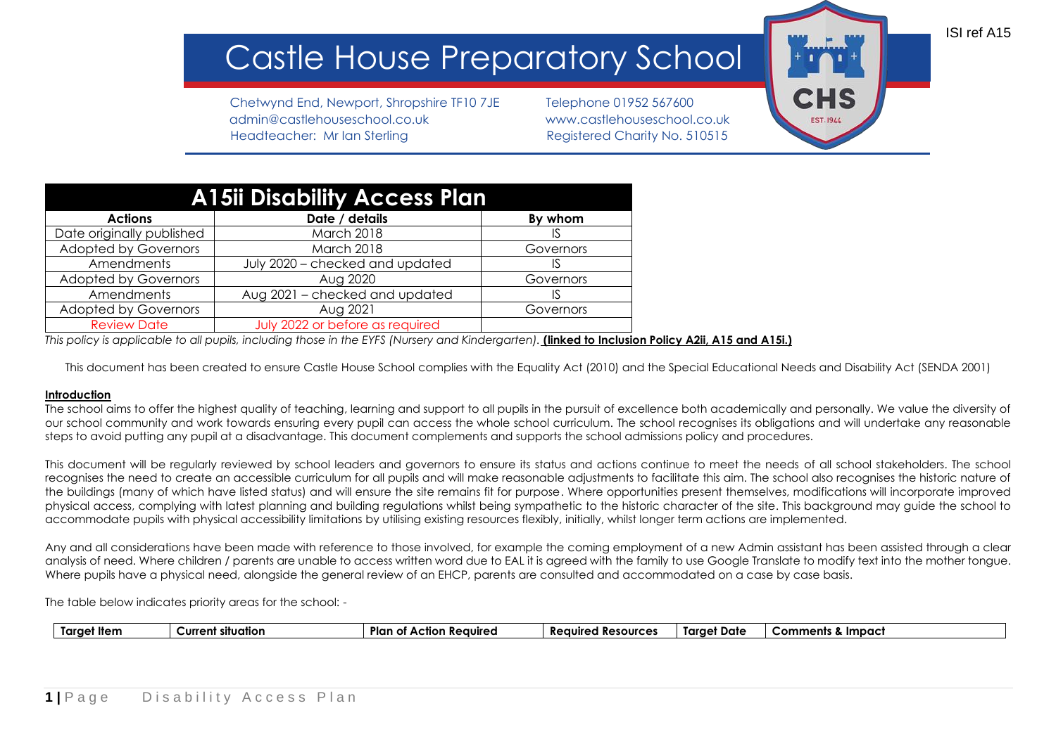ISI ref A15

# Castle House Preparatory School

Chetwynd End, Newport, Shropshire TF10 7JE
admin@castlehouseschool.co.uk
Headteacher: Mr Ian Sterling

Telephone 01952 567600
www.castlehouseschool.co.uk
Registered Charity No. 510515

## A15ii Disability Access Plan

| Actions | Date / details | By whom |
|---|---|---|
| Date originally published | March 2018 | IS |
| Adopted by Governors | March 2018 | Governors |
| Amendments | July 2020 – checked and updated | IS |
| Adopted by Governors | Aug 2020 | Governors |
| Amendments | Aug 2021 – checked and updated | IS |
| Adopted by Governors | Aug 2021 | Governors |
| Review Date | July 2022 or before as required | |

*This policy is applicable to all pupils, including those in the EYFS (Nursery and Kindergarten).* **(linked to Inclusion Policy A2ii, A15 and A15i.)**

This document has been created to ensure Castle House School complies with the Equality Act (2010) and the Special Educational Needs and Disability Act (SENDA 2001)

**Introduction**

The school aims to offer the highest quality of teaching, learning and support to all pupils in the pursuit of excellence both academically and personally. We value the diversity of our school community and work towards ensuring every pupil can access the whole school curriculum. The school recognises its obligations and will undertake any reasonable steps to avoid putting any pupil at a disadvantage. This document complements and supports the school admissions policy and procedures.

This document will be regularly reviewed by school leaders and governors to ensure its status and actions continue to meet the needs of all school stakeholders. The school recognises the need to create an accessible curriculum for all pupils and will make reasonable adjustments to facilitate this aim. The school also recognises the historic nature of the buildings (many of which have listed status) and will ensure the site remains fit for purpose. Where opportunities present themselves, modifications will incorporate improved physical access, complying with latest planning and building regulations whilst being sympathetic to the historic character of the site. This background may guide the school to accommodate pupils with physical accessibility limitations by utilising existing resources flexibly, initially, whilst longer term actions are implemented.

Any and all considerations have been made with reference to those involved, for example the coming employment of a new Admin assistant has been assisted through a clear analysis of need. Where children / parents are unable to access written word due to EAL it is agreed with the family to use Google Translate to modify text into the mother tongue. Where pupils have a physical need, alongside the general review of an EHCP, parents are consulted and accommodated on a case by case basis.

The table below indicates priority areas for the school: -

| Target Item | Current situation | Plan of Action Required | Required Resources | Target Date | Comments & Impact |
|---|---|---|---|---|---|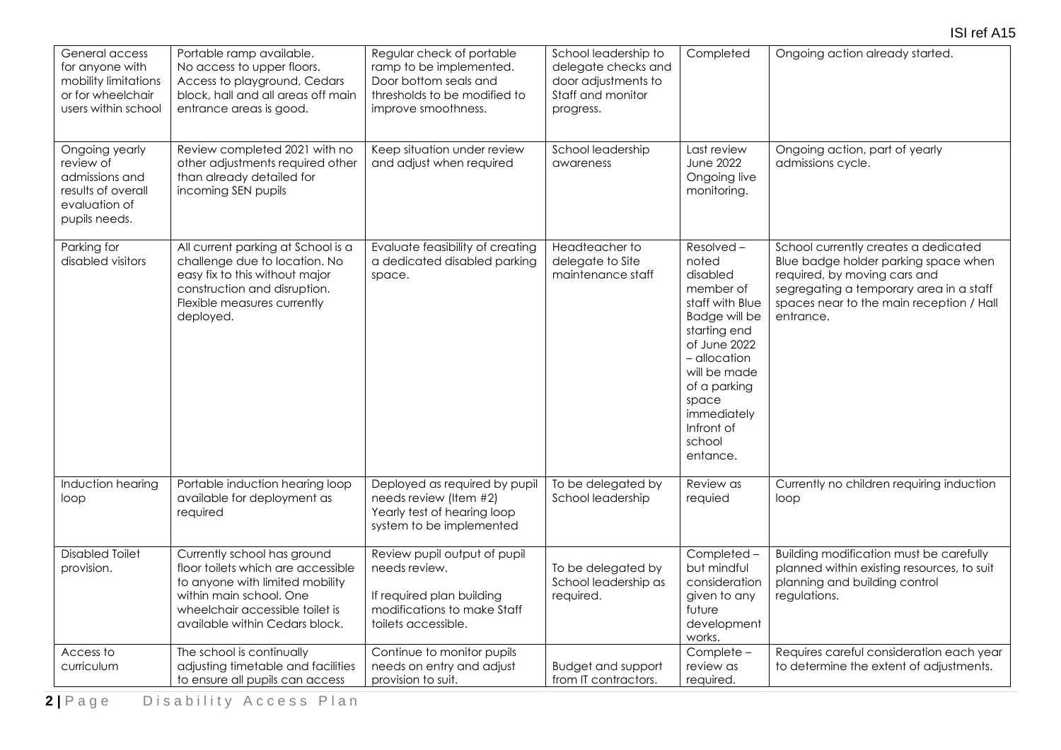ISI ref A15

| General access for anyone with mobility limitations or for wheelchair users within school | Portable ramp available. No access to upper floors. Access to playground, Cedars block, hall and all areas off main entrance areas is good. | Regular check of portable ramp to be implemented. Door bottom seals and thresholds to be modified to improve smoothness. | School leadership to delegate checks and door adjustments to Staff and monitor progress. | Completed | Ongoing action already started. |
|---|---|---|---|---|---|
| Ongoing yearly review of admissions and results of overall evaluation of pupils needs. | Review completed 2021 with no other adjustments required other than already detailed for incoming SEN pupils | Keep situation under review and adjust when required | School leadership awareness | Last review June 2022 Ongoing live monitoring. | Ongoing action, part of yearly admissions cycle. |
| Parking for disabled visitors | All current parking at School is a challenge due to location. No easy fix to this without major construction and disruption. Flexible measures currently deployed. | Evaluate feasibility of creating a dedicated disabled parking space. | Headteacher to delegate to Site maintenance staff | Resolved – noted disabled member of staff with Blue Badge will be starting end of June 2022 – allocation will be made of a parking space immediately Infront of school entance. | School currently creates a dedicated Blue badge holder parking space when required, by moving cars and segregating a temporary area in a staff spaces near to the main reception / Hall entrance. |
| Induction hearing loop | Portable induction hearing loop available for deployment as required | Deployed as required by pupil needs review (Item #2) Yearly test of hearing loop system to be implemented | To be delegated by School leadership | Review as requied | Currently no children requiring induction loop |
| Disabled Toilet provision. | Currently school has ground floor toilets which are accessible to anyone with limited mobility within main school. One wheelchair accessible toilet is available within Cedars block. | Review pupil output of pupil needs review.<br><br>If required plan building modifications to make Staff toilets accessible. | To be delegated by School leadership as required. | Completed – but mindful consideration given to any future development works. | Building modification must be carefully planned within existing resources, to suit planning and building control regulations. |
| Access to curriculum | The school is continually adjusting timetable and facilities to ensure all pupils can access | Continue to monitor pupils needs on entry and adjust provision to suit. | Budget and support from IT contractors. | Complete – review as required. | Requires careful consideration each year to determine the extent of adjustments. |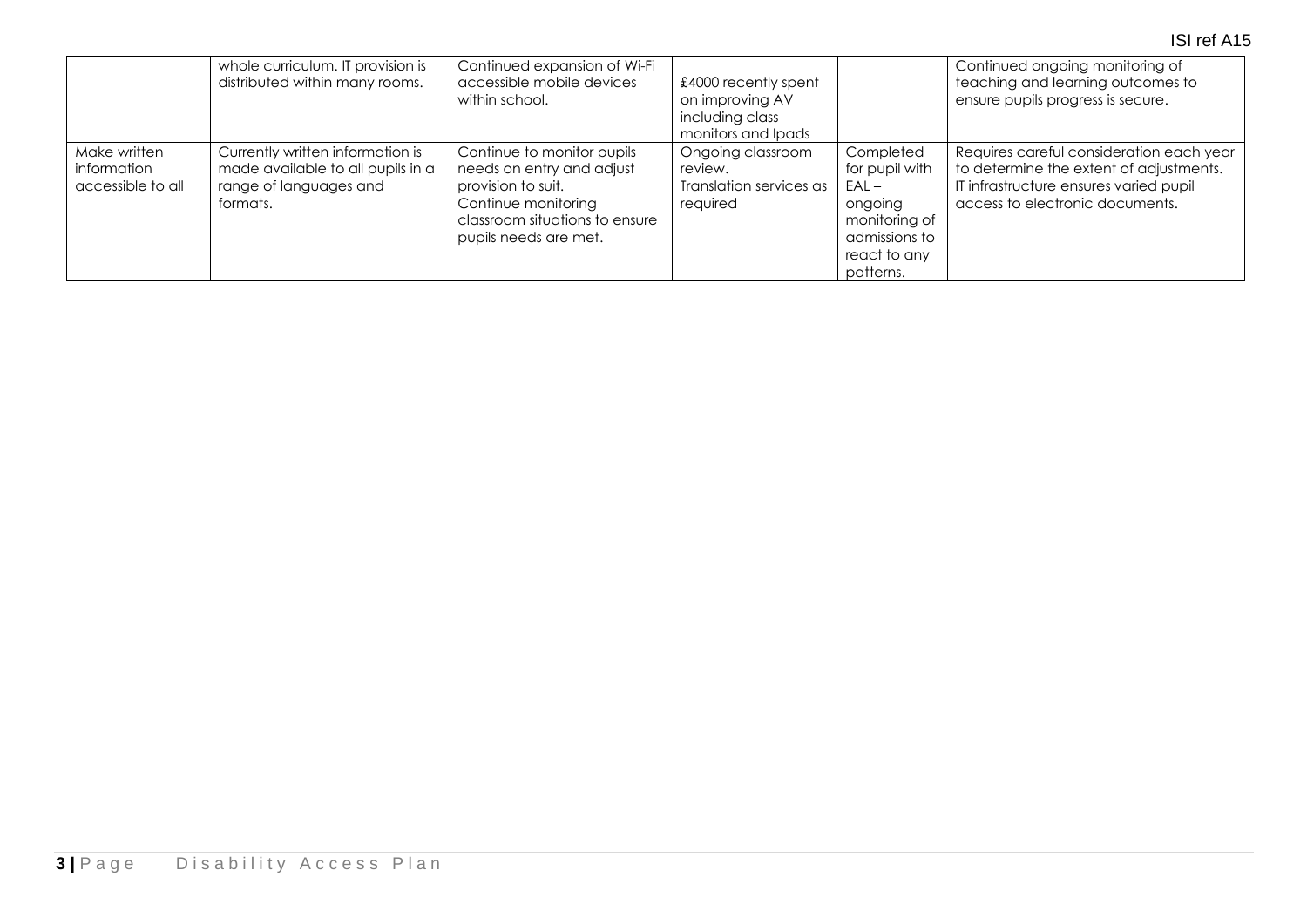| | | | | | |
|---|---|---|---|---|---|
| | whole curriculum. IT provision is distributed within many rooms. | Continued expansion of Wi-Fi accessible mobile devices within school. | £4000 recently spent on improving AV including class monitors and Ipads | | Continued ongoing monitoring of teaching and learning outcomes to ensure pupils progress is secure. |
| Make written information accessible to all | Currently written information is made available to all pupils in a range of languages and formats. | Continue to monitor pupils needs on entry and adjust provision to suit. Continue monitoring classroom situations to ensure pupils needs are met. | Ongoing classroom review. Translation services as required | Completed for pupil with EAL – ongoing monitoring of admissions to react to any patterns. | Requires careful consideration each year to determine the extent of adjustments. IT infrastructure ensures varied pupil access to electronic documents. |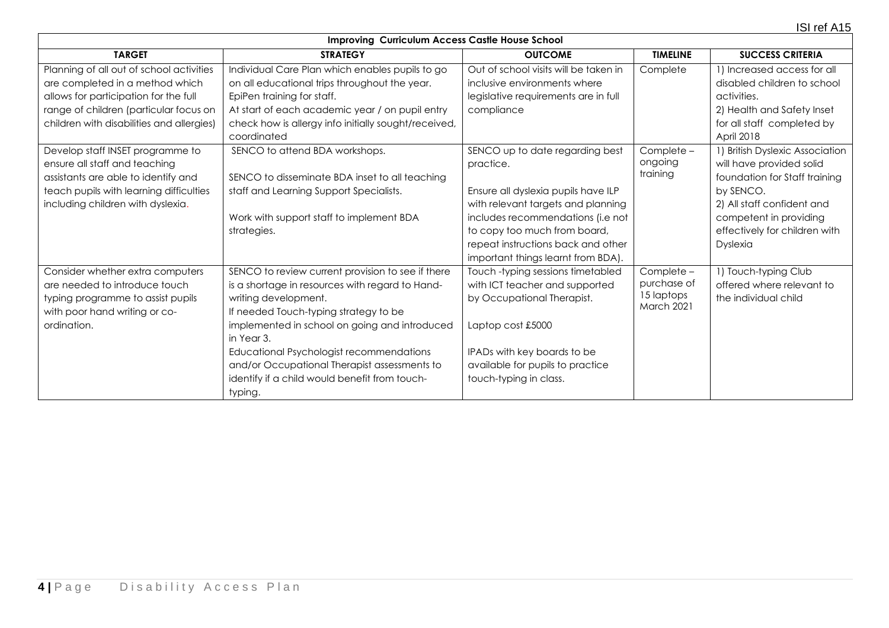ISI ref A15

| Improving Curriculum Access Castle House School | | | | |
|---|---|---|---|---|
| **TARGET** | **STRATEGY** | **OUTCOME** | **TIMELINE** | **SUCCESS CRITERIA** |
| Planning of all out of school activities are completed in a method which allows for participation for the full range of children (particular focus on children with disabilities and allergies) | Individual Care Plan which enables pupils to go on all educational trips throughout the year. EpiPen training for staff. At start of each academic year / on pupil entry check how is allergy info initially sought/received, coordinated | Out of school visits will be taken in inclusive environments where legislative requirements are in full compliance | Complete | 1) Increased access for all disabled children to school activities. 2) Health and Safety Inset for all staff completed by April 2018 |
| Develop staff INSET programme to ensure all staff and teaching assistants are able to identify and teach pupils with learning difficulties including children with dyslexia. | SENCO to attend BDA workshops. SENCO to disseminate BDA inset to all teaching staff and Learning Support Specialists. Work with support staff to implement BDA strategies. | SENCO up to date regarding best practice. Ensure all dyslexia pupils have ILP with relevant targets and planning includes recommendations (i.e not to copy too much from board, repeat instructions back and other important things learnt from BDA). | Complete – ongoing training | 1) British Dyslexic Association will have provided solid foundation for Staff training by SENCO. 2) All staff confident and competent in providing effectively for children with Dyslexia |
| Consider whether extra computers are needed to introduce touch typing programme to assist pupils with poor hand writing or co-ordination. | SENCO to review current provision to see if there is a shortage in resources with regard to Hand-writing development. If needed Touch-typing strategy to be implemented in school on going and introduced in Year 3. Educational Psychologist recommendations and/or Occupational Therapist assessments to identify if a child would benefit from touch-typing. | Touch -typing sessions timetabled with ICT teacher and supported by Occupational Therapist. Laptop cost £5000 IPADs with key boards to be available for pupils to practice touch-typing in class. | Complete – purchase of 15 laptops March 2021 | 1) Touch-typing Club offered where relevant to the individual child |